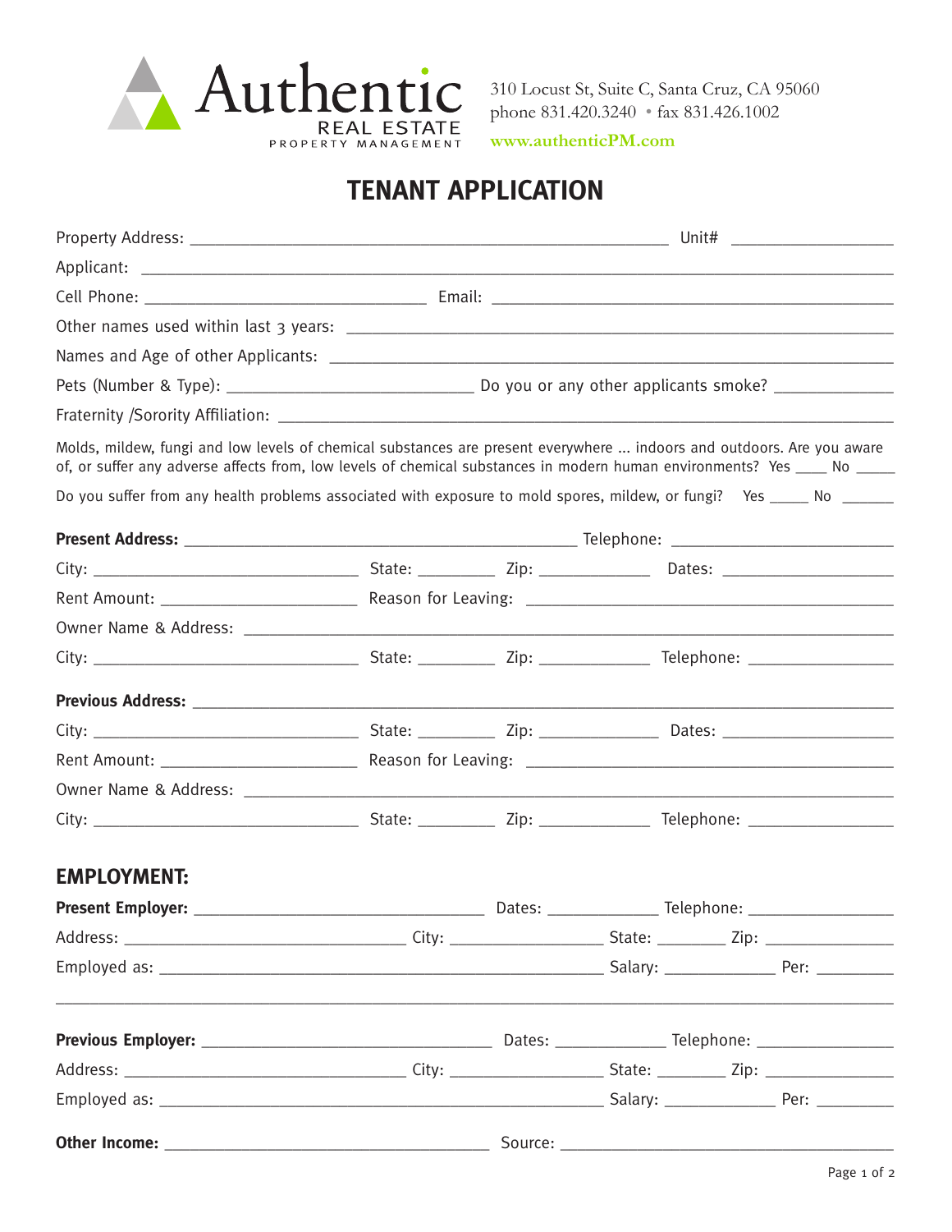Authentic REAL ESTATE PROPERTY MANAGEMENT

310 Locust St, Suite C, Santa Cruz, CA 95060
phone 831.420.3240 • fax 831.426.1002
www.authenticPM.com

# TENANT APPLICATION

Property Address: ______________________________________________ Unit# _______________

Applicant: ______________________________________________________________________

Cell Phone: ___________________________ Email: ________________________________________

Other names used within last 3 years: _______________________________________________________

Names and Age of other Applicants: _________________________________________________________

Pets (Number & Type): ________________________ Do you or any other applicants smoke? ___________

Fraternity /Sorority Affiliation: _______________________________________________________________

Molds, mildew, fungi and low levels of chemical substances are present everywhere ... indoors and outdoors. Are you aware of, or suffer any adverse affects from, low levels of chemical substances in modern human environments? Yes ____ No _____

Do you suffer from any health problems associated with exposure to mold spores, mildew, or fungi? Yes _____ No ______

**Present Address:** ______________________________________ Telephone: _____________________

City: _________________________ State: _______ Zip: __________ Dates: ________________

Rent Amount: __________________ Reason for Leaving: ___________________________________

Owner Name & Address: ______________________________________________________________

City: _________________________ State: _______ Zip: __________ Telephone: ______________

**Previous Address:** __________________________________________________________________

City: _________________________ State: _______ Zip: ___________ Dates: ________________

Rent Amount: __________________ Reason for Leaving: ___________________________________

Owner Name & Address: ______________________________________________________________

City: _________________________ State: _______ Zip: __________ Telephone: ______________

## EMPLOYMENT:

**Present Employer:** ___________________________ Dates: ___________ Telephone: ______________

Address: ___________________________ City: _______________ State: _______ Zip: _____________

Employed as: ___________________________________________ Salary: ___________ Per: ________

______________________________________________________________________________________

**Previous Employer:** ___________________________ Dates: ___________ Telephone: ______________

Address: ___________________________ City: _______________ State: _______ Zip: _____________

Employed as: ___________________________________________ Salary: ___________ Per: ________

**Other Income:** _________________________________ Source: __________________________________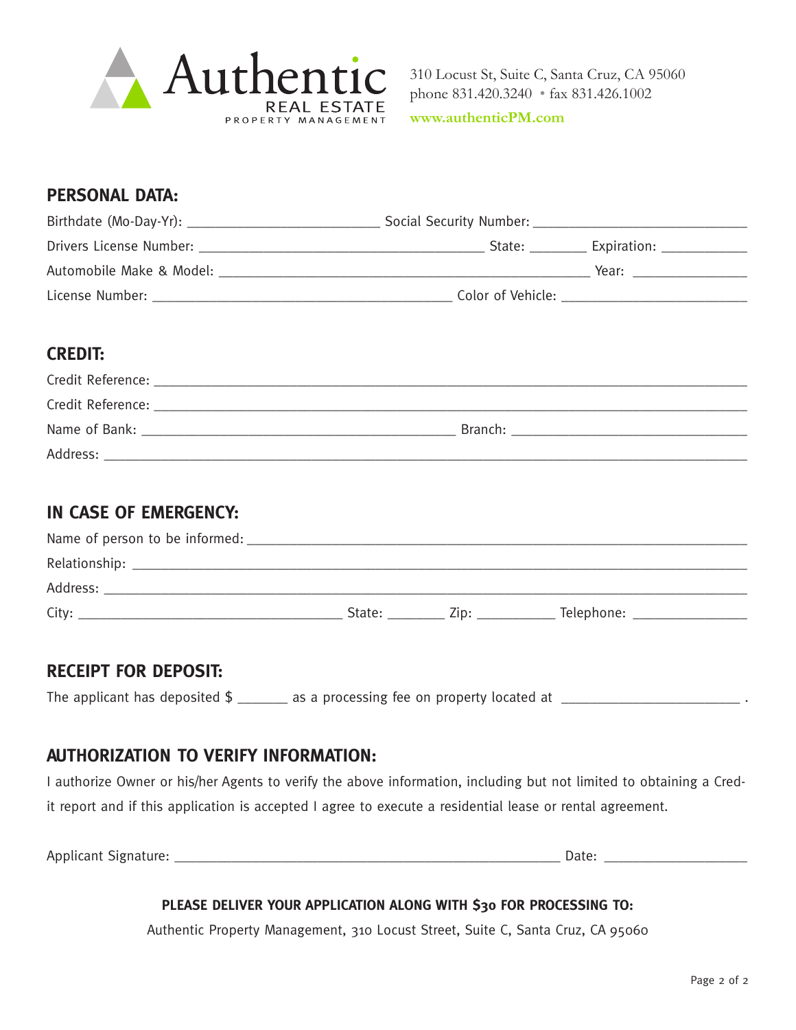Authentic
REAL ESTATE
PROPERTY MANAGEMENT

310 Locust St, Suite C, Santa Cruz, CA 95060
phone 831.420.3240 • fax 831.426.1002
www.authenticPM.com

## PERSONAL DATA:

Birthdate (Mo-Day-Yr): ________________________ Social Security Number: ___________________________

Drivers License Number: ____________________________________ State: _______ Expiration: ___________

Automobile Make & Model: _______________________________________________ Year: ______________

License Number: ______________________________________ Color of Vehicle: _______________________

## CREDIT:

Credit Reference: ___________________________________________________________________________

Credit Reference: ___________________________________________________________________________

Name of Bank: ________________________________________ Branch: ______________________________

Address: ________________________________________________________________________________

## IN CASE OF EMERGENCY:

Name of person to be informed: ______________________________________________________________

Relationship: ______________________________________________________________________________

Address: _________________________________________________________________________________

City: __________________________________ State: _______ Zip: __________ Telephone: ______________

## RECEIPT FOR DEPOSIT:

The applicant has deposited $ ______ as a processing fee on property located at ______________________ .

## AUTHORIZATION TO VERIFY INFORMATION:

I authorize Owner or his/her Agents to verify the above information, including but not limited to obtaining a Credit report and if this application is accepted I agree to execute a residential lease or rental agreement.

Applicant Signature: __________________________________________________ Date: __________________

**PLEASE DELIVER YOUR APPLICATION ALONG WITH $30 FOR PROCESSING TO:**

Authentic Property Management, 310 Locust Street, Suite C, Santa Cruz, CA 95060